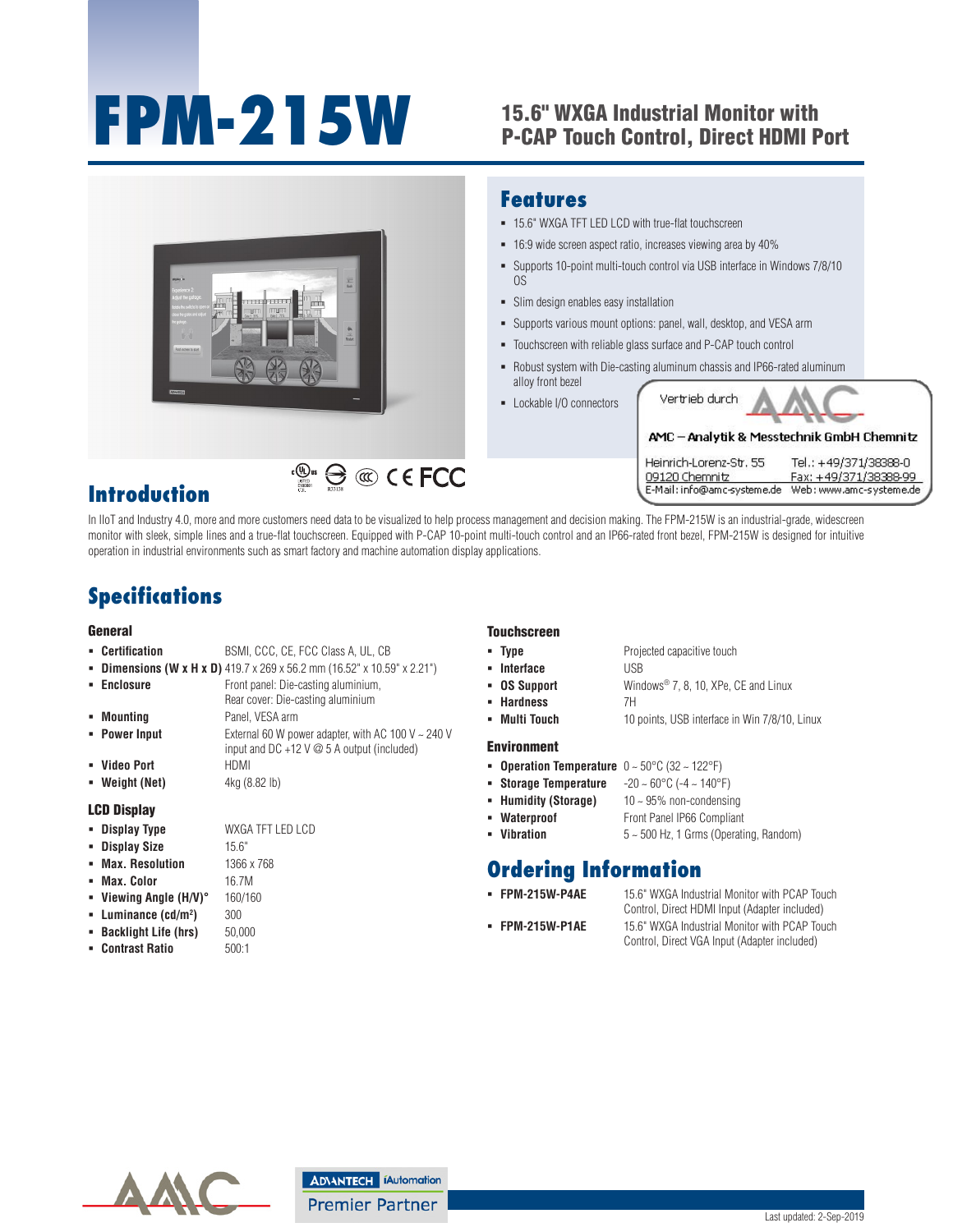# FPM-215W

## 15.6" WXGA Industrial Monitor with P-CAP Touch Control, Direct HDMI Port

## Features

- 15.6" WXGA TFT LED LCD with true-flat touchscreen
- 16:9 wide screen aspect ratio, increases viewing area by 40%
- Supports 10-point multi-touch control via USB interface in Windows 7/8/10 OS
- Slim design enables easy installation
- Supports various mount options: panel, wall, desktop, and VESA arm
- Touchscreen with reliable glass surface and P-CAP touch control
- Robust system with Die-casting aluminum chassis and IP66-rated aluminum alloy front bezel
- Lockable I/O connectors

Vertrieb durch AMC

AMC – Analytik & Messtechnik GmbH Chemnitz

Heinrich-Lorenz-Str. 55
09120 Chemnitz
Tel.: +49/371/38388-0
Fax: +49/371/38388-99
E-Mail: info@amc-systeme.de
Web: www.amc-systeme.de

## Introduction

In IIoT and Industry 4.0, more and more customers need data to be visualized to help process management and decision making. The FPM-215W is an industrial-grade, widescreen monitor with sleek, simple lines and a true-flat touchscreen. Equipped with P-CAP 10-point multi-touch control and an IP66-rated front bezel, FPM-215W is designed for intuitive operation in industrial environments such as smart factory and machine automation display applications.

## Specifications

### General

- **Certification**: BSMI, CCC, CE, FCC Class A, UL, CB
- **Dimensions (W x H x D)**: 419.7 x 269 x 56.2 mm (16.52" x 10.59" x 2.21")
- **Enclosure**: Front panel: Die-casting aluminium, Rear cover: Die-casting aluminium
- **Mounting**: Panel, VESA arm
- **Power Input**: External 60 W power adapter, with AC 100 V ~ 240 V input and DC +12 V @ 5 A output (included)
- **Video Port**: HDMI
- **Weight (Net)**: 4kg (8.82 lb)

### LCD Display

- **Display Type**: WXGA TFT LED LCD
- **Display Size**: 15.6"
- **Max. Resolution**: 1366 x 768
- **Max. Color**: 16.7M
- **Viewing Angle (H/V)°**: 160/160
- **Luminance (cd/m²)**: 300
- **Backlight Life (hrs)**: 50,000
- **Contrast Ratio**: 500:1

### Touchscreen

- **Type**: Projected capacitive touch
- **Interface**: USB
- **OS Support**: Windows® 7, 8, 10, XPe, CE and Linux
- **Hardness**: 7H
- **Multi Touch**: 10 points, USB interface in Win 7/8/10, Linux

### Environment

- **Operation Temperature**: 0 ~ 50°C (32 ~ 122°F)
- **Storage Temperature**: -20 ~ 60°C (-4 ~ 140°F)
- **Humidity (Storage)**: 10 ~ 95% non-condensing
- **Waterproof**: Front Panel IP66 Compliant
- **Vibration**: 5 ~ 500 Hz, 1 Grms (Operating, Random)

## Ordering Information

- **FPM-215W-P4AE**: 15.6" WXGA Industrial Monitor with PCAP Touch Control, Direct HDMI Input (Adapter included)
- **FPM-215W-P1AE**: 15.6" WXGA Industrial Monitor with PCAP Touch Control, Direct VGA Input (Adapter included)

ADVANTECH iAutomation Premier Partner

Last updated: 2-Sep-2019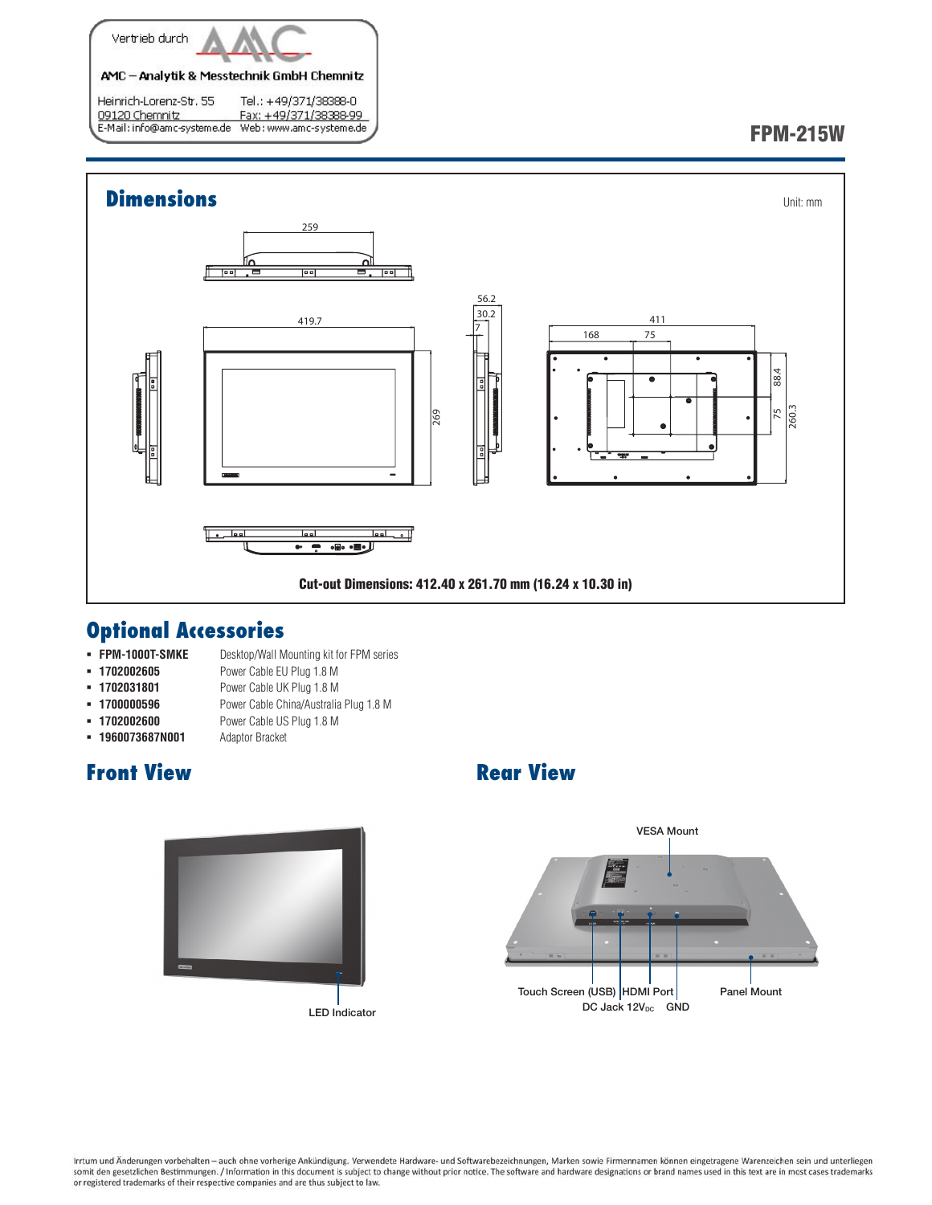Vertrieb durch AMC

AMC – Analytik & Messtechnik GmbH Chemnitz

Heinrich-Lorenz-Str. 55
09120 Chemnitz
Tel.: +49/371/38388-0
Fax: +49/371/38388-99
E-Mail: info@amc-systeme.de
Web: www.amc-systeme.de

# FPM-215W

## Dimensions

Unit: mm

259

419.7

269

56.2

30.2

7

411

168

75

88.4

75

260.3

**Cut-out Dimensions: 412.40 x 261.70 mm (16.24 x 10.30 in)**

## Optional Accessories

- **FPM-1000T-SMKE** Desktop/Wall Mounting kit for FPM series
- **1702002605** Power Cable EU Plug 1.8 M
- **1702031801** Power Cable UK Plug 1.8 M
- **1700000596** Power Cable China/Australia Plug 1.8 M
- **1702002600** Power Cable US Plug 1.8 M
- **1960073687N001** Adaptor Bracket

## Front View

LED Indicator

## Rear View

VESA Mount

Touch Screen (USB)

HDMI Port

DC Jack $12V_{DC}$

GND

Panel Mount

Irrtum und Änderungen vorbehalten – auch ohne vorherige Ankündigung. Verwendete Hardware- und Softwarebezeichnungen, Marken sowie Firmennamen können eingetragene Warenzeichen sein und unterliegen somit den gesetzlichen Bestimmungen. / Information in this document is subject to change without prior notice. The software and hardware designations or brand names used in this text are in most cases trademarks or registered trademarks of their respective companies and are thus subject to law.